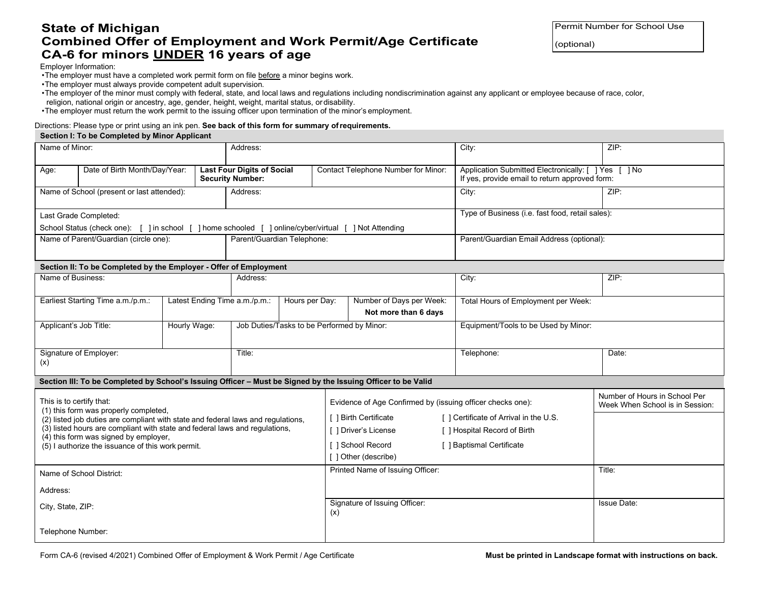# State of Michigan
# Combined Offer of Employment and Work Permit/Age Certificate
# CA-6 for minors UNDER 16 years of age

| Permit Number for School Use (optional) |
|---|
| |

Employer Information:

- The employer must have a completed work permit form on file before a minor begins work.
- The employer must always provide competent adult supervision.
- The employer of the minor must comply with federal, state, and local laws and regulations including nondiscrimination against any applicant or employee because of race, color, religion, national origin or ancestry, age, gender, height, weight, marital status, or disability.
- The employer must return the work permit to the issuing officer upon termination of the minor's employment.

Directions: Please type or print using an ink pen. **See back of this form for summary of requirements.**

**Section I: To be Completed by Minor Applicant**

| Name of Minor: | | Address: | | City: | ZIP: |
|---|---|---|---|---|---|
| Age: | Date of Birth Month/Day/Year: | **Last Four Digits of Social Security Number:** | Contact Telephone Number for Minor: | Application Submitted Electronically: [ ] Yes [ ] No If yes, provide email to return approved form: | |
| Name of School (present or last attended): | | Address: | | City: | ZIP: |
| Last Grade Completed: School Status (check one): [ ] in school [ ] home schooled [ ] online/cyber/virtual [ ] Not Attending | | | | Type of Business (i.e. fast food, retail sales): | |
| Name of Parent/Guardian (circle one): | | Parent/Guardian Telephone: | | Parent/Guardian Email Address (optional): | |

**Section II: To be Completed by the Employer - Offer of Employment**

| Name of Business: | | Address: | | City: | ZIP: |
|---|---|---|---|---|---|
| Earliest Starting Time a.m./p.m.: | Latest Ending Time a.m./p.m.: | Hours per Day: | Number of Days per Week: **Not more than 6 days** | Total Hours of Employment per Week: | |
| Applicant's Job Title: | Hourly Wage: | Job Duties/Tasks to be Performed by Minor: | | Equipment/Tools to be Used by Minor: | |
| Signature of Employer: (x) | | Title: | | Telephone: | Date: |

**Section III: To be Completed by School's Issuing Officer – Must be Signed by the Issuing Officer to be Valid**

| This is to certify that: (1) this form was properly completed, (2) listed job duties are compliant with state and federal laws and regulations, (3) listed hours are compliant with state and federal laws and regulations, (4) this form was signed by employer, (5) I authorize the issuance of this work permit. | Evidence of Age Confirmed by (issuing officer checks one): [ ] Birth Certificate [ ] Certificate of Arrival in the U.S. [ ] Driver's License [ ] Hospital Record of Birth [ ] School Record [ ] Baptismal Certificate [ ] Other (describe) | Number of Hours in School Per Week When School is in Session: |
|---|---|---|
| Name of School District: Address: City, State, ZIP: Telephone Number: | Printed Name of Issuing Officer: | Title: |
| | Signature of Issuing Officer: (x) | Issue Date: |

Form CA-6 (revised 4/2021) Combined Offer of Employment & Work Permit / Age Certificate

**Must be printed in Landscape format with instructions on back.**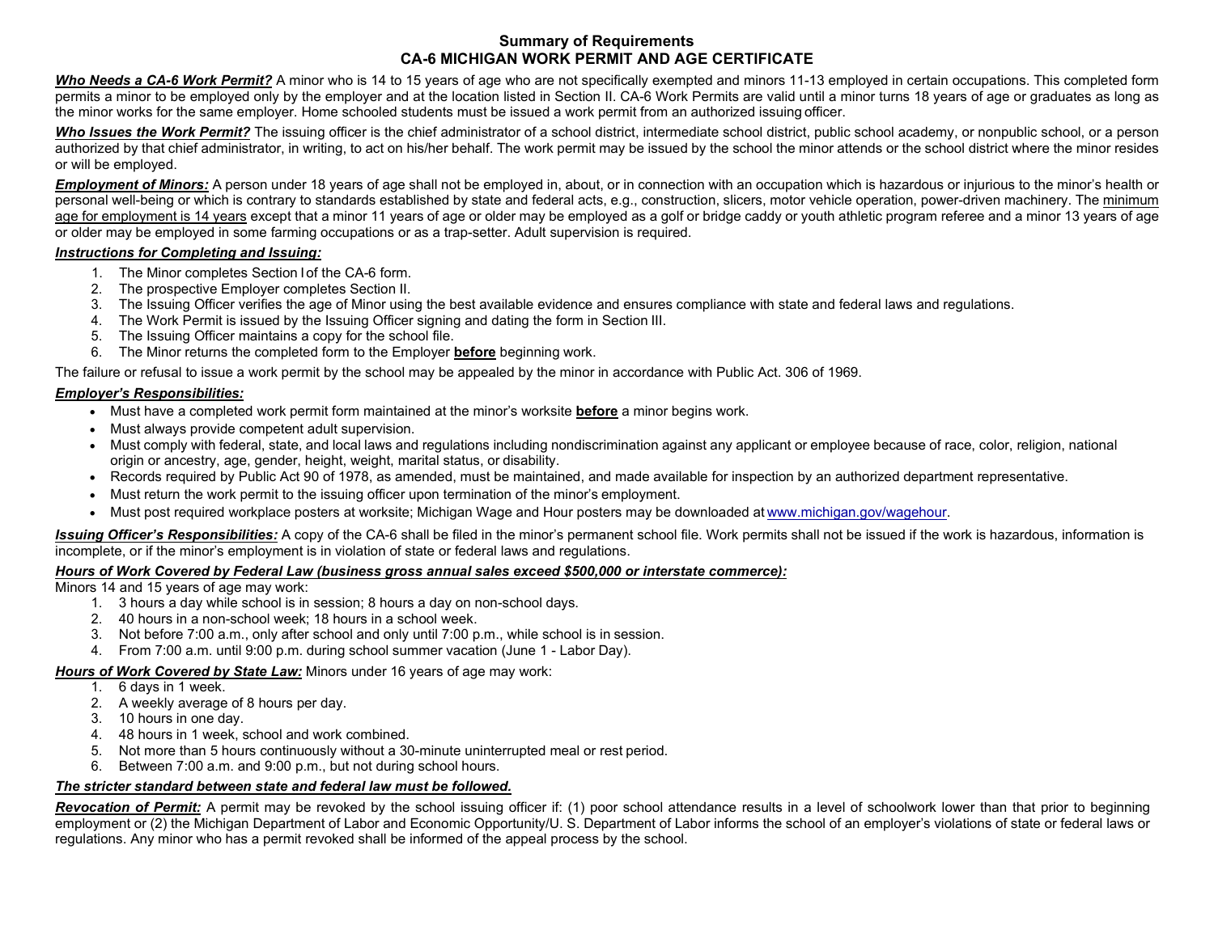# Summary of Requirements
## CA-6 MICHIGAN WORK PERMIT AND AGE CERTIFICATE

***Who Needs a CA-6 Work Permit?*** A minor who is 14 to 15 years of age who are not specifically exempted and minors 11-13 employed in certain occupations. This completed form permits a minor to be employed only by the employer and at the location listed in Section II. CA-6 Work Permits are valid until a minor turns 18 years of age or graduates as long as the minor works for the same employer. Home schooled students must be issued a work permit from an authorized issuing officer.

***Who Issues the Work Permit?*** The issuing officer is the chief administrator of a school district, intermediate school district, public school academy, or nonpublic school, or a person authorized by that chief administrator, in writing, to act on his/her behalf. The work permit may be issued by the school the minor attends or the school district where the minor resides or will be employed.

***Employment of Minors:*** A person under 18 years of age shall not be employed in, about, or in connection with an occupation which is hazardous or injurious to the minor's health or personal well-being or which is contrary to standards established by state and federal acts, e.g., construction, slicers, motor vehicle operation, power-driven machinery. The minimum age for employment is 14 years except that a minor 11 years of age or older may be employed as a golf or bridge caddy or youth athletic program referee and a minor 13 years of age or older may be employed in some farming occupations or as a trap-setter. Adult supervision is required.

***Instructions for Completing and Issuing:***

1. The Minor completes Section I of the CA-6 form.
2. The prospective Employer completes Section II.
3. The Issuing Officer verifies the age of Minor using the best available evidence and ensures compliance with state and federal laws and regulations.
4. The Work Permit is issued by the Issuing Officer signing and dating the form in Section III.
5. The Issuing Officer maintains a copy for the school file.
6. The Minor returns the completed form to the Employer **before** beginning work.

The failure or refusal to issue a work permit by the school may be appealed by the minor in accordance with Public Act. 306 of 1969.

***Employer's Responsibilities:***

- Must have a completed work permit form maintained at the minor's worksite **before** a minor begins work.
- Must always provide competent adult supervision.
- Must comply with federal, state, and local laws and regulations including nondiscrimination against any applicant or employee because of race, color, religion, national origin or ancestry, age, gender, height, weight, marital status, or disability.
- Records required by Public Act 90 of 1978, as amended, must be maintained, and made available for inspection by an authorized department representative.
- Must return the work permit to the issuing officer upon termination of the minor's employment.
- Must post required workplace posters at worksite; Michigan Wage and Hour posters may be downloaded at www.michigan.gov/wagehour.

***Issuing Officer's Responsibilities:*** A copy of the CA-6 shall be filed in the minor's permanent school file. Work permits shall not be issued if the work is hazardous, information is incomplete, or if the minor's employment is in violation of state or federal laws and regulations.

***Hours of Work Covered by Federal Law (business gross annual sales exceed $500,000 or interstate commerce):***

Minors 14 and 15 years of age may work:

1. 3 hours a day while school is in session; 8 hours a day on non-school days.
2. 40 hours in a non-school week; 18 hours in a school week.
3. Not before 7:00 a.m., only after school and only until 7:00 p.m., while school is in session.
4. From 7:00 a.m. until 9:00 p.m. during school summer vacation (June 1 - Labor Day).

***Hours of Work Covered by State Law:*** Minors under 16 years of age may work:

1. 6 days in 1 week.
2. A weekly average of 8 hours per day.
3. 10 hours in one day.
4. 48 hours in 1 week, school and work combined.
5. Not more than 5 hours continuously without a 30-minute uninterrupted meal or rest period.
6. Between 7:00 a.m. and 9:00 p.m., but not during school hours.

***The stricter standard between state and federal law must be followed.***

***Revocation of Permit:*** A permit may be revoked by the school issuing officer if: (1) poor school attendance results in a level of schoolwork lower than that prior to beginning employment or (2) the Michigan Department of Labor and Economic Opportunity/U. S. Department of Labor informs the school of an employer's violations of state or federal laws or regulations. Any minor who has a permit revoked shall be informed of the appeal process by the school.